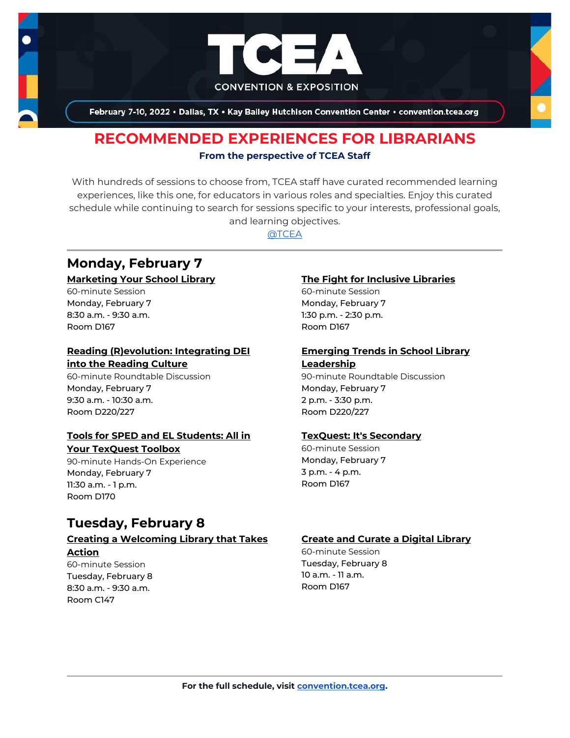# TCEA

CONVENTION & EXPOSITION

February 7-10, 2022 • Dallas, TX • Kay Bailey Hutchison Convention Center • convention.tcea.org

## RECOMMENDED EXPERIENCES FOR LIBRARIANS

**From the perspective of TCEA Staff**

With hundreds of sessions to choose from, TCEA staff have curated recommended learning experiences, like this one, for educators in various roles and specialties. Enjoy this curated schedule while continuing to search for sessions specific to your interests, professional goals, and learning objectives.

@TCEA

---

## Monday, February 7

### Marketing Your School Library

60-minute Session
Monday, February 7
8:30 a.m. - 9:30 a.m.
Room D167

### Reading (R)evolution: Integrating DEI into the Reading Culture

60-minute Roundtable Discussion
Monday, February 7
9:30 a.m. - 10:30 a.m.
Room D220/227

### Tools for SPED and EL Students: All in Your TexQuest Toolbox

90-minute Hands-On Experience
Monday, February 7
11:30 a.m. - 1 p.m.
Room D170

### The Fight for Inclusive Libraries

60-minute Session
Monday, February 7
1:30 p.m. - 2:30 p.m.
Room D167

### Emerging Trends in School Library Leadership

90-minute Roundtable Discussion
Monday, February 7
2 p.m. - 3:30 p.m.
Room D220/227

### TexQuest: It's Secondary

60-minute Session
Monday, February 7
3 p.m. - 4 p.m.
Room D167

## Tuesday, February 8

### Creating a Welcoming Library that Takes Action

60-minute Session
Tuesday, February 8
8:30 a.m. - 9:30 a.m.
Room C147

### Create and Curate a Digital Library

60-minute Session
Tuesday, February 8
10 a.m. - 11 a.m.
Room D167

---

**For the full schedule, visit convention.tcea.org.**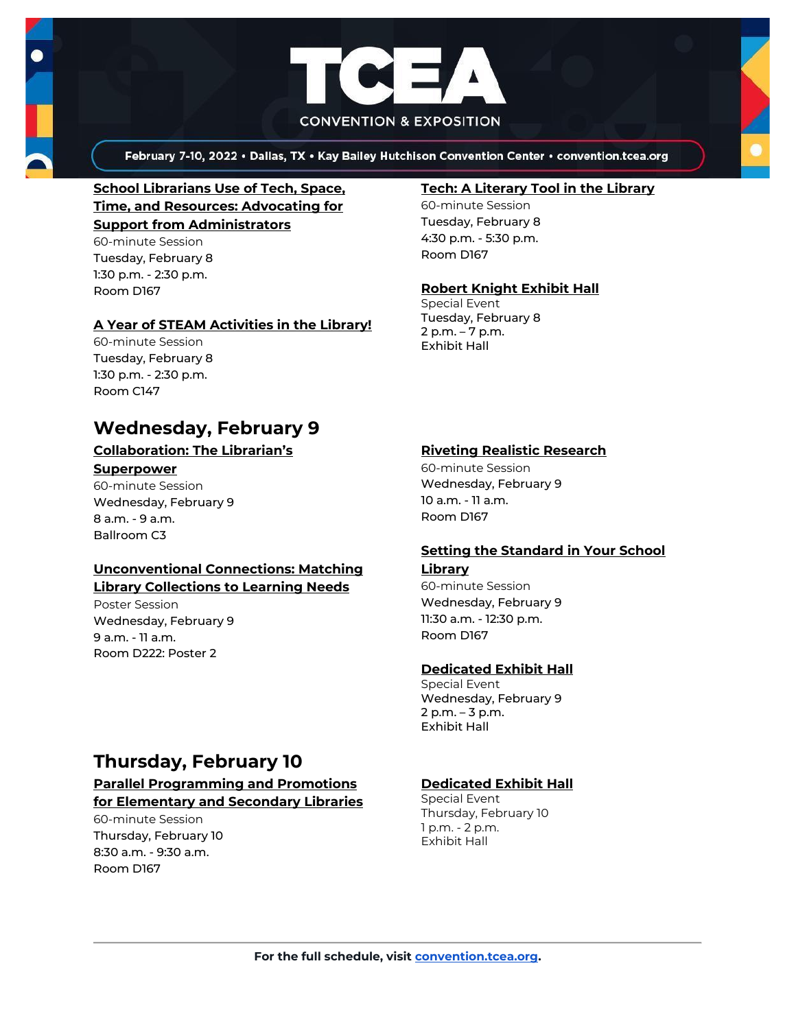**School Librarians Use of Tech, Space, Time, and Resources: Advocating for Support from Administrators**
60-minute Session
Tuesday, February 8
1:30 p.m. - 2:30 p.m.
Room D167

**A Year of STEAM Activities in the Library!**
60-minute Session
Tuesday, February 8
1:30 p.m. - 2:30 p.m.
Room C147

**Tech: A Literary Tool in the Library**
60-minute Session
Tuesday, February 8
4:30 p.m. - 5:30 p.m.
Room D167

**Robert Knight Exhibit Hall**
Special Event
Tuesday, February 8
2 p.m. – 7 p.m.
Exhibit Hall

## Wednesday, February 9

**Collaboration: The Librarian's Superpower**
60-minute Session
Wednesday, February 9
8 a.m. - 9 a.m.
Ballroom C3

**Unconventional Connections: Matching Library Collections to Learning Needs**
Poster Session
Wednesday, February 9
9 a.m. - 11 a.m.
Room D222: Poster 2

**Riveting Realistic Research**
60-minute Session
Wednesday, February 9
10 a.m. - 11 a.m.
Room D167

**Setting the Standard in Your School Library**
60-minute Session
Wednesday, February 9
11:30 a.m. - 12:30 p.m.
Room D167

**Dedicated Exhibit Hall**
Special Event
Wednesday, February 9
2 p.m. – 3 p.m.
Exhibit Hall

## Thursday, February 10

**Parallel Programming and Promotions for Elementary and Secondary Libraries**
60-minute Session
Thursday, February 10
8:30 a.m. - 9:30 a.m.
Room D167

**Dedicated Exhibit Hall**
Special Event
Thursday, February 10
1 p.m. - 2 p.m.
Exhibit Hall

**For the full schedule, visit convention.tcea.org.**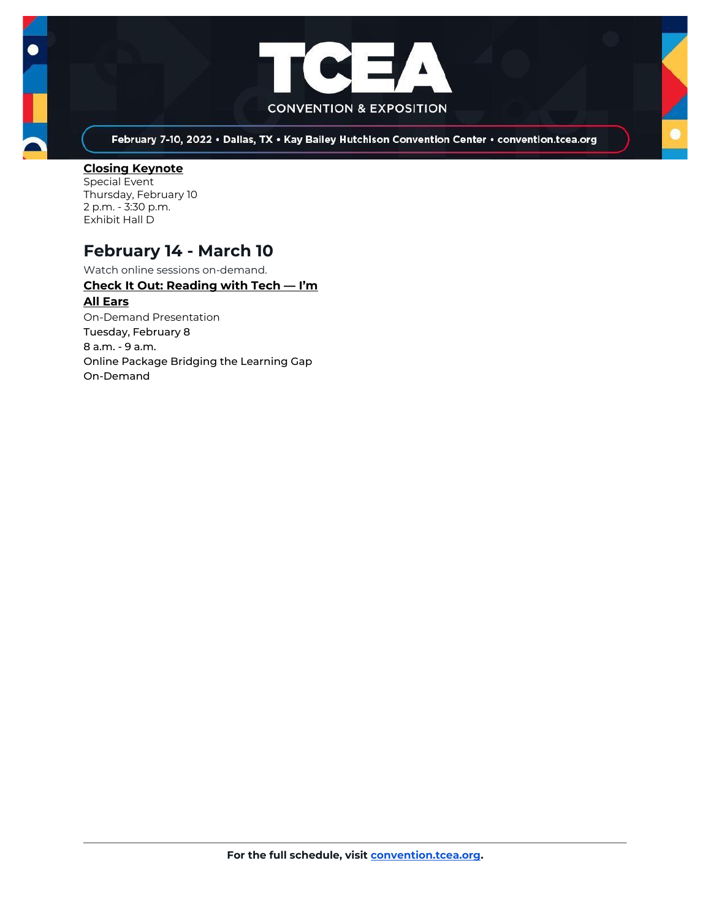**Closing Keynote**
Special Event
Thursday, February 10
2 p.m. - 3:30 p.m.
Exhibit Hall D

## February 14 - March 10

Watch online sessions on-demand.

**Check It Out: Reading with Tech — I'm All Ears**
On-Demand Presentation
Tuesday, February 8
8 a.m. - 9 a.m.
Online Package Bridging the Learning Gap
On-Demand

---

**For the full schedule, visit convention.tcea.org.**